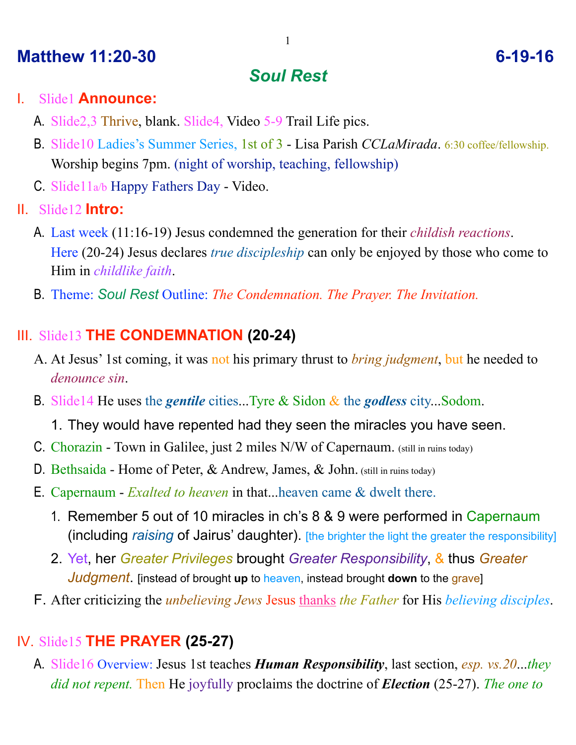# Matthew 11:20-30 6-19-16

## *Soul Rest*

I. Slide1 **Announce:**

A. Slide2,3 Thrive, blank. Slide4, Video 5-9 Trail Life pics.

B. Slide10 Ladies's Summer Series, 1st of 3 - Lisa Parish *CCLaMirada*. 6:30 coffee/fellowship. Worship begins 7pm. (night of worship, teaching, fellowship)

C. Slide11a/b Happy Fathers Day - Video.

II. Slide12 **Intro:**

A. Last week (11:16-19) Jesus condemned the generation for their *childish reactions*. Here (20-24) Jesus declares *true discipleship* can only be enjoyed by those who come to Him in *childlike faith*.

B. Theme: *Soul Rest* Outline: *The Condemnation. The Prayer. The Invitation.*

III. Slide13 **THE CONDEMNATION (20-24)**

A. At Jesus' 1st coming, it was not his primary thrust to *bring judgment*, but he needed to *denounce sin*.

B. Slide14 He uses the ***gentile*** cities...Tyre & Sidon & the ***godless*** city...Sodom.

1. They would have repented had they seen the miracles you have seen.

C. Chorazin - Town in Galilee, just 2 miles N/W of Capernaum. (still in ruins today)

D. Bethsaida - Home of Peter, & Andrew, James, & John. (still in ruins today)

E. Capernaum - *Exalted to heaven* in that...heaven came & dwelt there.

1. Remember 5 out of 10 miracles in ch's 8 & 9 were performed in Capernaum (including *raising* of Jairus' daughter). [the brighter the light the greater the responsibility]

2. Yet, her *Greater Privileges* brought *Greater Responsibility*, & thus *Greater Judgment*. [instead of brought **up** to heaven, instead brought **down** to the grave]

F. After criticizing the *unbelieving Jews* Jesus thanks *the Father* for His *believing disciples*.

IV. Slide15 **THE PRAYER (25-27)**

A. Slide16 Overview: Jesus 1st teaches ***Human Responsibility***, last section, *esp. vs.20...they did not repent.* Then He joyfully proclaims the doctrine of ***Election*** (25-27). *The one to*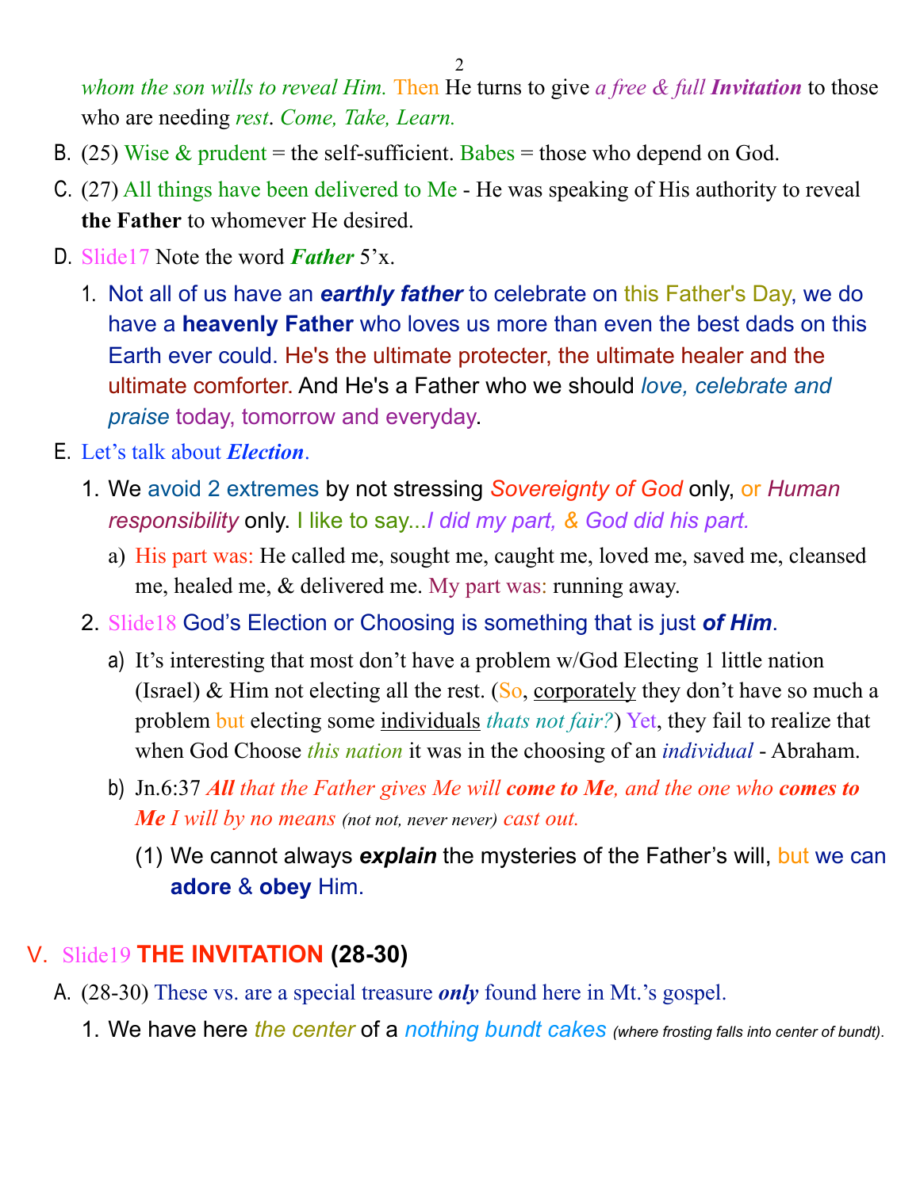*whom the son wills to reveal Him.* Then He turns to give *a free & full **Invitation*** to those who are needing *rest*. *Come, Take, Learn.*

B. (25) Wise & prudent = the self-sufficient. Babes = those who depend on God.

C. (27) All things have been delivered to Me - He was speaking of His authority to reveal **the Father** to whomever He desired.

D. Slide17 Note the word ***Father*** 5'x.

   1. Not all of us have an ***earthly father*** to celebrate on this Father's Day, we do have a **heavenly Father** who loves us more than even the best dads on this Earth ever could. He's the ultimate protecter, the ultimate healer and the ultimate comforter. And He's a Father who we should *love, celebrate and praise* today, tomorrow and everyday.

E. Let's talk about ***Election***.

   1. We avoid 2 extremes by not stressing *Sovereignty of God* only, or *Human responsibility* only. I like to say...*I did my part, & God did his part.*

      a) His part was: He called me, sought me, caught me, loved me, saved me, cleansed me, healed me, & delivered me. My part was: running away.

   2. Slide18 God's Election or Choosing is something that is just ***of Him***.

      a) It's interesting that most don't have a problem w/God Electing 1 little nation (Israel) & Him not electing all the rest. (So, corporately they don't have so much a problem but electing some individuals *thats not fair?*) Yet, they fail to realize that when God Choose *this nation* it was in the choosing of an *individual* - Abraham.

      b) Jn.6:37 ***All** that the Father gives Me will **come to Me**, and the one who **comes to Me** I will by no means* (not not, never never) *cast out.*

         (1) We cannot always ***explain*** the mysteries of the Father's will, but we can **adore** & **obey** Him.

## V. Slide19 **THE INVITATION (28-30)**

A. (28-30) These vs. are a special treasure ***only*** found here in Mt.'s gospel.

   1. We have here *the center* of a *nothing bundt cakes* *(where frosting falls into center of bundt)*.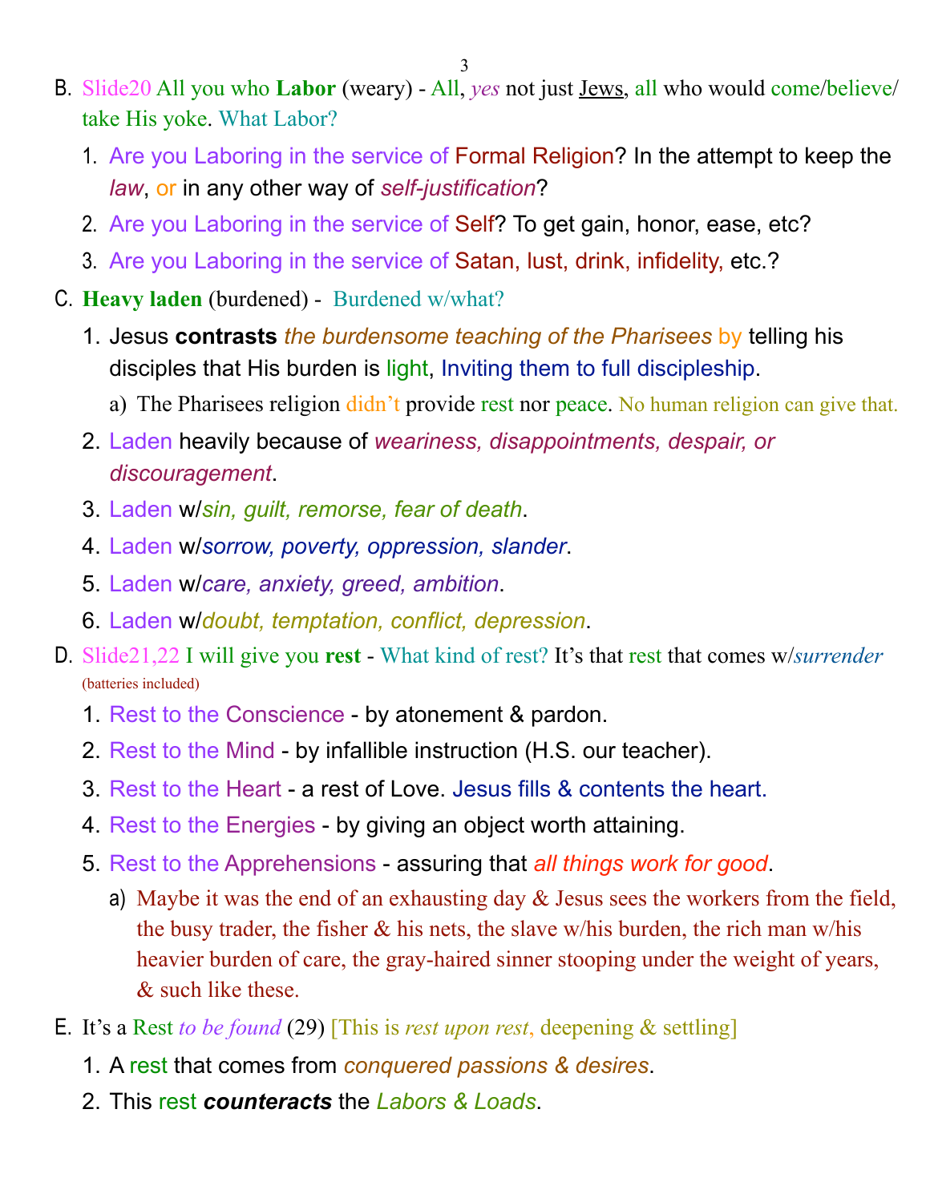B. Slide20 All you who **Labor** (weary) - All, *yes* not just Jews, all who would come/believe/ take His yoke. What Labor?

   1. Are you Laboring in the service of Formal Religion? In the attempt to keep the *law*, or in any other way of *self-justification*?
   2. Are you Laboring in the service of Self? To get gain, honor, ease, etc?
   3. Are you Laboring in the service of Satan, lust, drink, infidelity, etc.?

C. **Heavy laden** (burdened) - Burdened w/what?

   1. Jesus **contrasts** *the burdensome teaching of the Pharisees* by telling his disciples that His burden is light, Inviting them to full discipleship.
      a) The Pharisees religion didn't provide rest nor peace. No human religion can give that.
   2. Laden heavily because of *weariness, disappointments, despair, or discouragement*.
   3. Laden w/*sin, guilt, remorse, fear of death*.
   4. Laden w/*sorrow, poverty, oppression, slander*.
   5. Laden w/*care, anxiety, greed, ambition*.
   6. Laden w/*doubt, temptation, conflict, depression*.

D. Slide21,22 I will give you **rest** - What kind of rest? It's that rest that comes w/*surrender* (batteries included)

   1. Rest to the Conscience - by atonement & pardon.
   2. Rest to the Mind - by infallible instruction (H.S. our teacher).
   3. Rest to the Heart - a rest of Love. Jesus fills & contents the heart.
   4. Rest to the Energies - by giving an object worth attaining.
   5. Rest to the Apprehensions - assuring that *all things work for good*.
      a) Maybe it was the end of an exhausting day & Jesus sees the workers from the field, the busy trader, the fisher & his nets, the slave w/his burden, the rich man w/his heavier burden of care, the gray-haired sinner stooping under the weight of years, & such like these.

E. It's a Rest *to be found* (29) [This is *rest upon rest*, deepening & settling]

   1. A rest that comes from *conquered passions & desires*.
   2. This rest ***counteracts*** the *Labors & Loads*.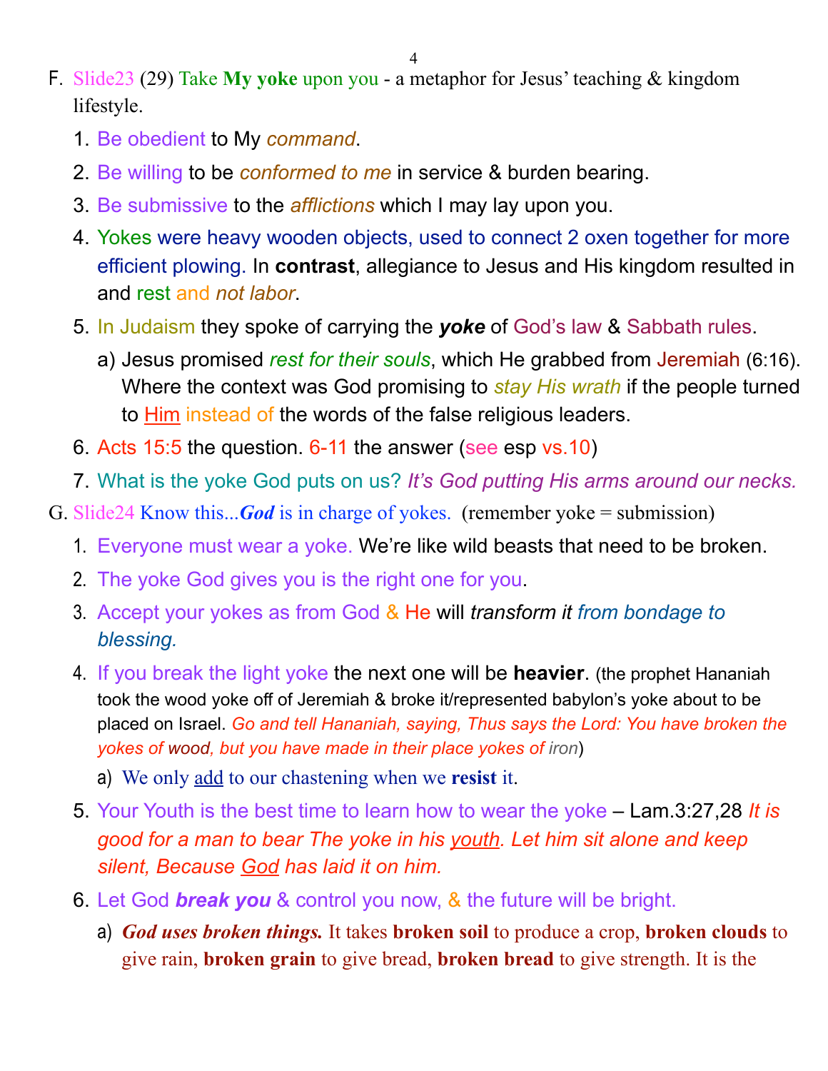F. Slide23 (29) Take **My yoke** upon you - a metaphor for Jesus' teaching & kingdom lifestyle.

1. Be obedient to My *command*.
2. Be willing to be *conformed to me* in service & burden bearing.
3. Be submissive to the *afflictions* which I may lay upon you.
4. Yokes were heavy wooden objects, used to connect 2 oxen together for more efficient plowing. In **contrast**, allegiance to Jesus and His kingdom resulted in and rest and *not labor*.
5. In Judaism they spoke of carrying the ***yoke*** of God's law & Sabbath rules.
    a) Jesus promised *rest for their souls*, which He grabbed from Jeremiah (6:16). Where the context was God promising to *stay His wrath* if the people turned to Him instead of the words of the false religious leaders.
6. Acts 15:5 the question. 6-11 the answer (see esp vs.10)
7. What is the yoke God puts on us? *It's God putting His arms around our necks.*

G. Slide24 Know this...***God*** is in charge of yokes. (remember yoke = submission)

1. Everyone must wear a yoke. We're like wild beasts that need to be broken.
2. The yoke God gives you is the right one for you.
3. Accept your yokes as from God & He will *transform it from bondage to blessing.*
4. If you break the light yoke the next one will be **heavier**. (the prophet Hananiah took the wood yoke off of Jeremiah & broke it/represented babylon's yoke about to be placed on Israel. *Go and tell Hananiah, saying, Thus says the Lord: You have broken the yokes of wood, but you have made in their place yokes of iron*)
    a) We only add to our chastening when we **resist** it.
5. Your Youth is the best time to learn how to wear the yoke – Lam.3:27,28 *It is good for a man to bear The yoke in his youth. Let him sit alone and keep silent, Because God has laid it on him.*
6. Let God ***break you*** & control you now, & the future will be bright.
    a) ***God uses broken things.*** It takes **broken soil** to produce a crop, **broken clouds** to give rain, **broken grain** to give bread, **broken bread** to give strength. It is the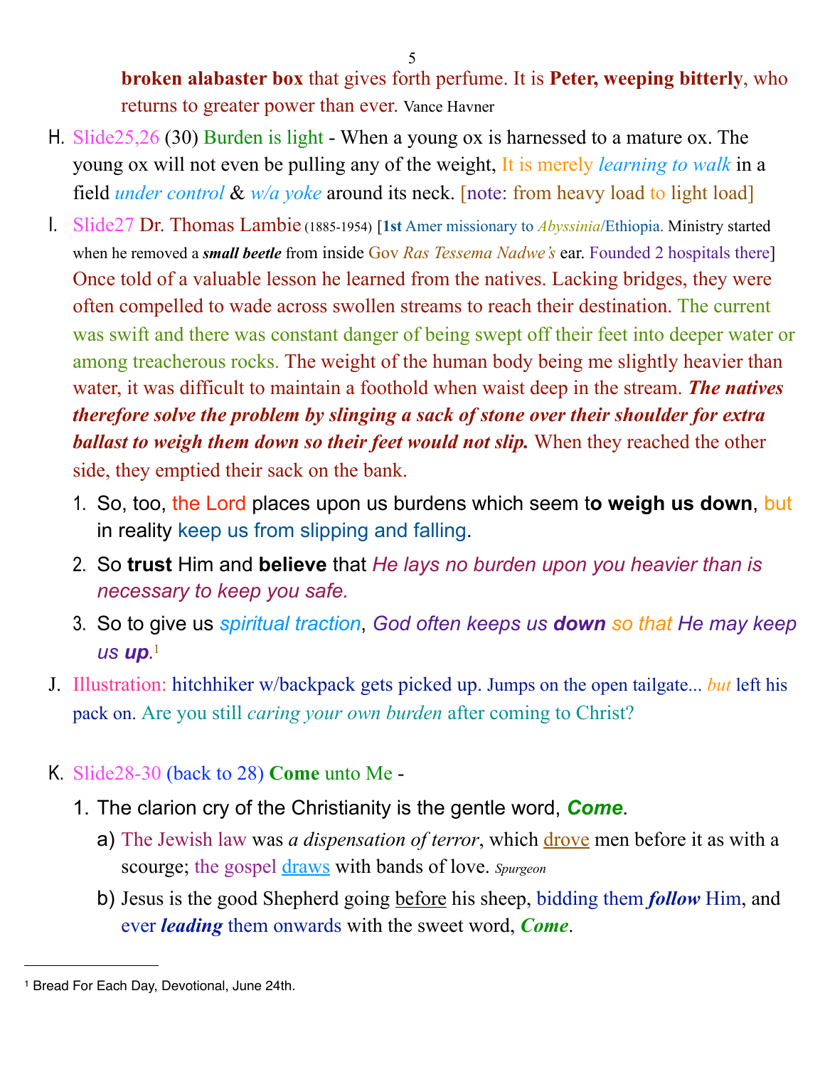**broken alabaster box** that gives forth perfume. It is **Peter, weeping bitterly**, who returns to greater power than ever. Vance Havner

H. Slide25,26 (30) Burden is light - When a young ox is harnessed to a mature ox. The young ox will not even be pulling any of the weight, It is merely *learning to walk* in a field *under control* & *w/a yoke* around its neck. [note: from heavy load to light load]

I. Slide27 Dr. Thomas Lambie (1885-1954) [**1st** Amer missionary to *Abyssinia*/Ethiopia. Ministry started when he removed a ***small beetle*** from inside Gov *Ras Tessema Nadwe's* ear. Founded 2 hospitals there] Once told of a valuable lesson he learned from the natives. Lacking bridges, they were often compelled to wade across swollen streams to reach their destination. The current was swift and there was constant danger of being swept off their feet into deeper water or among treacherous rocks. The weight of the human body being me slightly heavier than water, it was difficult to maintain a foothold when waist deep in the stream. ***The natives therefore solve the problem by slinging a sack of stone over their shoulder for extra ballast to weigh them down so their feet would not slip.*** When they reached the other side, they emptied their sack on the bank.

   1. So, too, the Lord places upon us burdens which seem t**o weigh us down**, but in reality keep us from slipping and falling.
   2. So **trust** Him and **believe** that *He lays no burden upon you heavier than is necessary to keep you safe.*
   3. So to give us *spiritual traction*, *God often keeps us **down** so that He may keep us **up**.*[1]

J. Illustration: hitchhiker w/backpack gets picked up. Jumps on the open tailgate... *but* left his pack on. Are you still *caring your own burden* after coming to Christ?

K. Slide28-30 (back to 28) **Come** unto Me -

   1. The clarion cry of the Christianity is the gentle word, ***Come***.
      a) The Jewish law was *a dispensation of terror*, which drove men before it as with a scourge; the gospel draws with bands of love. *Spurgeon*
      b) Jesus is the good Shepherd going before his sheep, bidding them ***follow*** Him, and ever ***leading*** them onwards with the sweet word, ***Come***.

---

[1] Bread For Each Day, Devotional, June 24th.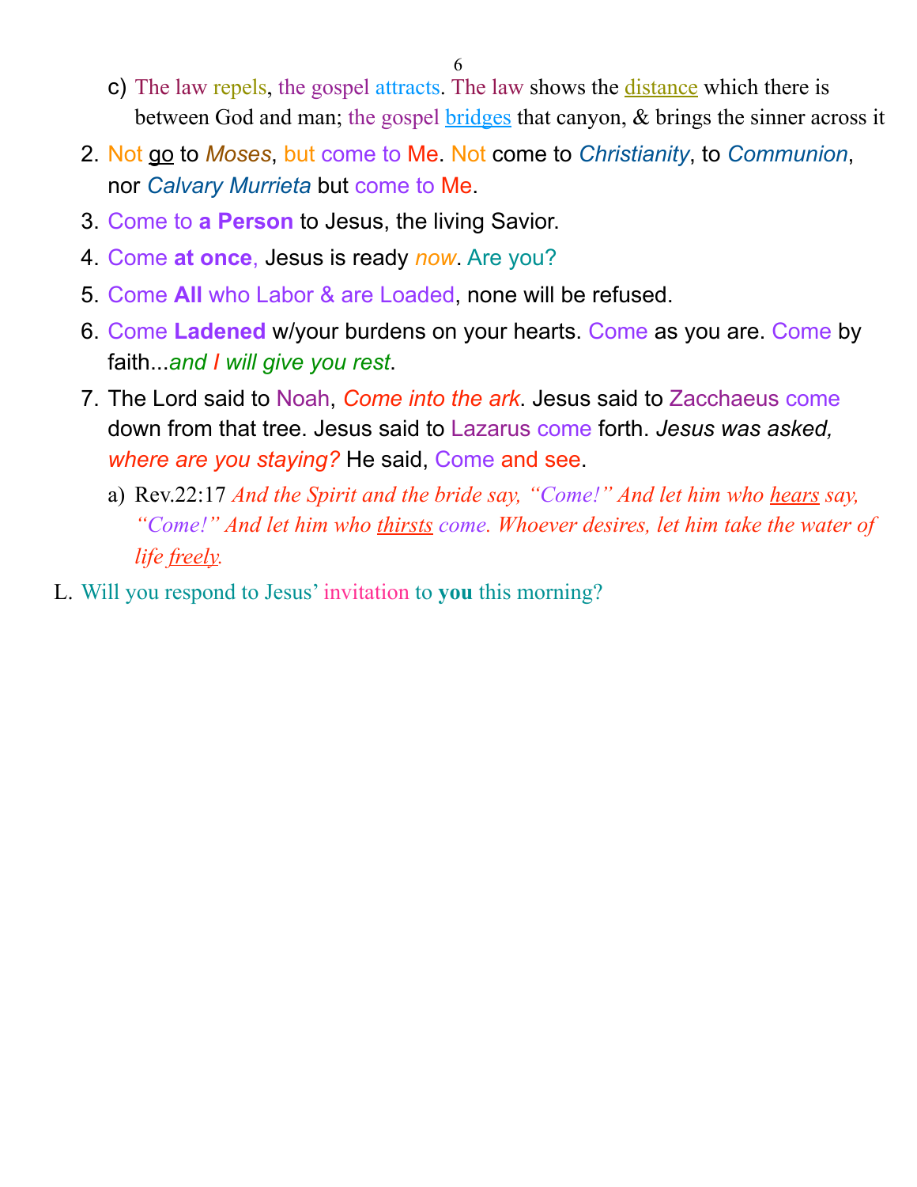c) The law repels, the gospel attracts. The law shows the distance which there is between God and man; the gospel bridges that canyon, & brings the sinner across it

2. Not go to *Moses*, but come to Me. Not come to *Christianity*, to *Communion*, nor *Calvary Murrieta* but come to Me.
3. Come to **a Person** to Jesus, the living Savior.
4. Come **at once**, Jesus is ready *now*. Are you?
5. Come **All** who Labor & are Loaded, none will be refused.
6. Come **Ladened** w/your burdens on your hearts. Come as you are. Come by faith...*and I will give you rest*.
7. The Lord said to Noah, *Come into the ark*. Jesus said to Zacchaeus come down from that tree. Jesus said to Lazarus come forth. *Jesus was asked, where are you staying?* He said, Come and see.
   a) Rev.22:17 *And the Spirit and the bride say, "Come!" And let him who hears say, "Come!" And let him who thirsts come. Whoever desires, let him take the water of life freely.*

L. Will you respond to Jesus' invitation to **you** this morning?